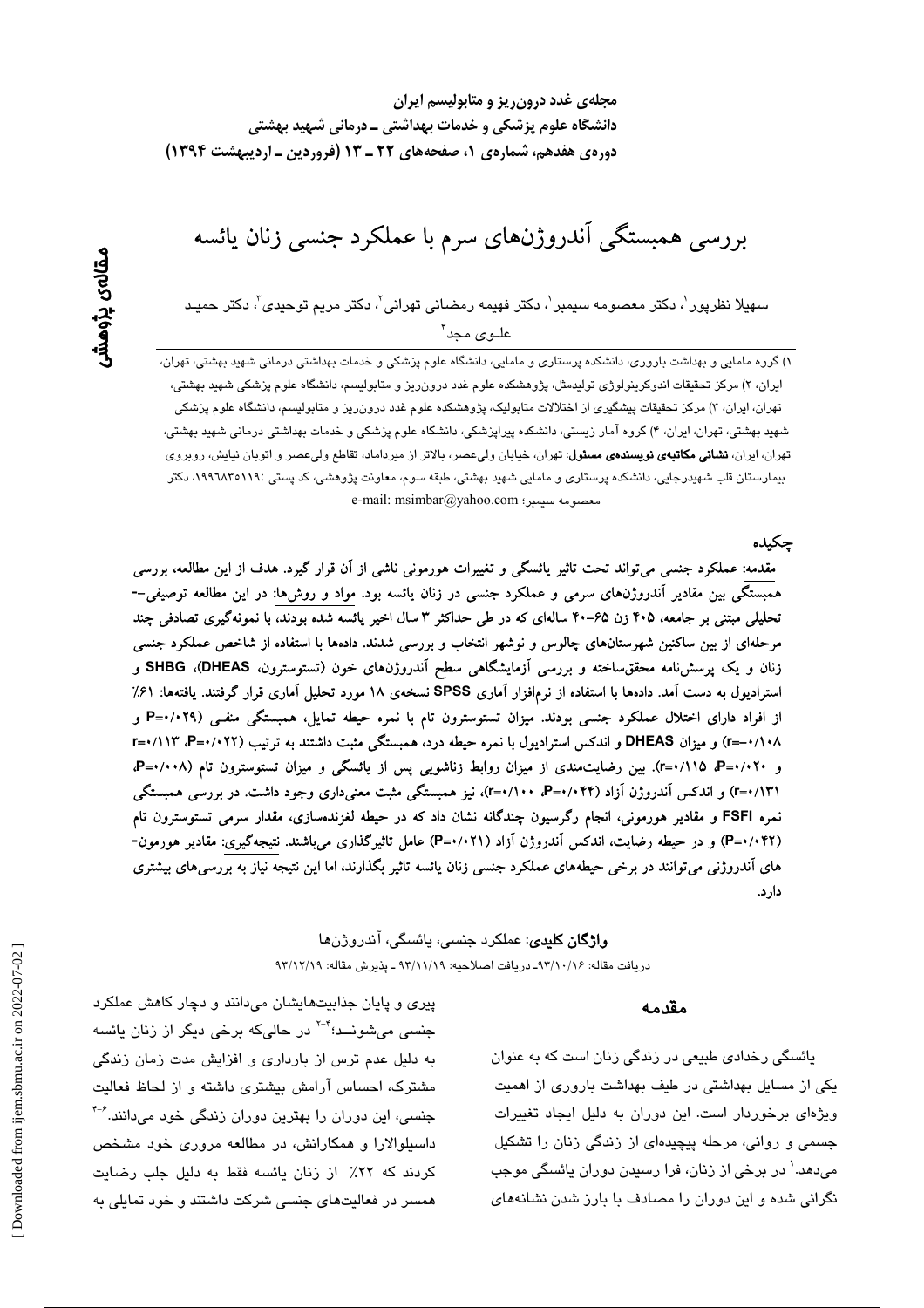مجله‌ی غدد درون‌ریز و متابولیسم ایران
دانشگاه علوم پزشکی و خدمات بهداشتی ـ درمانی شهید بهشتی
دوره‌ی هفدهم، شماره‌ی ۱، صفحه‌های ۲۲ ـ ۱۳ (فروردین ـ اردیبهشت ۱۳۹۴)

مقاله‌ی پژوهشی

# بررسی همبستگی آندروژن‌های سرم با عملکرد جنسی زنان یائسه

سهیلا نظرپور[1]، دکتر معصومه سیمبر[1]، دکتر فهیمه رمضانی تهرانی[2]، دکتر مریم توحیدی[3]، دکتر حمید علوی مجد[4]

۱) گروه مامایی و بهداشت باروری، دانشکده پرستاری و مامایی، دانشگاه علوم پزشکی و خدمات بهداشتی درمانی شهید بهشتی، تهران، ایران، ۲) مرکز تحقیقات اندوکرینولوژی تولیدمثل، پژوهشکده علوم غدد درون‌ریز و متابولیسم، دانشگاه علوم پزشکی شهید بهشتی، تهران، ایران، ۳) مرکز تحقیقات پیشگیری از اختلالات متابولیک، پژوهشکده علوم غدد درون‌ریز و متابولیسم، دانشگاه علوم پزشکی شهید بهشتی، تهران، ایران، ۴) گروه آمار زیستی، دانشکده پیراپزشکی، دانشگاه علوم پزشکی و خدمات بهداشتی درمانی شهید بهشتی، تهران، ایران، **نشانی مکاتبه‌ی نویسنده‌ی مسئول**: تهران، خیابان ولی‌عصر، بالاتر از میرداماد، تقاطع ولی‌عصر و اتوبان نیایش، روبروی بیمارستان قلب شهیدرجایی، دانشکده پرستاری و مامایی شهید بهشتی، طبقه سوم، معاونت پژوهشی، کد پستی :۱۹۹۶۸۳۵۱۱۹، دکتر معصومه سیمبر؛ e-mail: msimbar@yahoo.com

## چکیده

**مقدمه:** عملکرد جنسی می‌تواند تحت تاثیر یائسگی و تغییرات هورمونی ناشی از آن قرار گیرد. هدف از این مطالعه، بررسی همبستگی بین مقادیر آندروژن‌های سرمی و عملکرد جنسی در زنان یائسه بود. **مواد و روش‌ها:** در این مطالعه توصیفی-تحلیلی مبتنی بر جامعه، ۴۰۵ زن ۶۵-۴۰ ساله‌ای که در طی حداکثر ۳ سال اخیر یائسه شده بودند، با نمونه‌گیری تصادفی چند مرحله‌ای از بین ساکنین شهرستان‌های چالوس و نوشهر انتخاب و بررسی شدند. داده‌ها با استفاده از شاخص عملکرد جنسی زنان و یک پرسش‌نامه محقق‌ساخته و بررسی آزمایشگاهی سطح آندروژن‌های خون (تستوسترون، DHEAS، SHBG و استرادیول به دست آمد. داده‌ها با استفاده از نرم‌افزار آماری SPSS نسخه‌ی ۱۸ مورد تحلیل آماری قرار گرفتند. **یافته‌ها:** ۶۱٪ از افراد دارای اختلال عملکرد جنسی بودند. میزان تستوسترون تام با نمره حیطه تمایل، همبستگی منفی (P=۰/۰۲۹ و r=-۰/۱۰۸) و میزان DHEAS و اندکس استرادیول با نمره حیطه درد، همبستگی مثبت داشتند به ترتیب (P=۰/۰۲۲، r=۰/۱۱۳ و P=۰/۰۲۰، r=۰/۱۱۵). بین رضایت‌مندی از میزان روابط زناشویی پس از یائسگی و میزان تستوسترون تام (P=۰/۰۰۸، r=۰/۱۳۱) و اندکس آندروژن آزاد (P=۰/۰۴۴، r=۰/۱۰۰)، نیز همبستگی مثبت معنی‌داری وجود داشت. در بررسی همبستگی نمره FSFI و مقادیر هورمونی، انجام رگرسیون چندگانه نشان داد که در حیطه لغزنده‌سازی، مقدار سرمی تستوسترون تام (P=۰/۰۴۲) و در حیطه رضایت، اندکس آندروژن آزاد (P=۰/۰۲۱) عامل تاثیرگذاری می‌باشند. **نتیجه‌گیری:** مقادیر هورمون‌های آندروژنی می‌توانند در برخی حیطه‌های عملکرد جنسی زنان یائسه تاثیر بگذارند، اما این نتیجه نیاز به بررسی‌های بیشتری دارد.

**واژگان کلیدی**: عملکرد جنسی، یائسگی، آندروژن‌ها
دریافت مقاله: ۹۳/۱۰/۱۶ـ دریافت اصلاحیه: ۹۳/۱۱/۱۹ ـ پذیرش مقاله: ۹۳/۱۲/۱۹

## مقدمه

یائسگی رخدادی طبیعی در زندگی زنان است که به عنوان یکی از مسایل بهداشتی در طیف بهداشت باروری از اهمیت ویژه‌ای برخوردار است. این دوران به دلیل ایجاد تغییرات جسمی و روانی، مرحله پیچیده‌ای از زندگی زنان را تشکیل می‌دهد.[1] در برخی از زنان، فرا رسیدن دوران یائسگی موجب نگرانی شده و این دوران را مصادف با بارز شدن نشانه‌های پیری و پایان جذابیت‌هایشان می‌دانند و دچار کاهش عملکرد جنسی می‌شوند؛[2-4] در حالی‌که برخی دیگر از زنان یائسه به دلیل عدم ترس از بارداری و افزایش مدت زمان زندگی مشترک، احساس آرامش بیشتری داشته و از لحاظ فعالیت جنسی، این دوران را بهترین دوران زندگی خود می‌دانند.[4-6] داسیلوالارا و همکارانش، در مطالعه مروری خود مشخص کردند که ۲۲٪ از زنان یائسه فقط به دلیل جلب رضایت همسر در فعالیت‌های جنسی شرکت داشتند و خود تمایلی به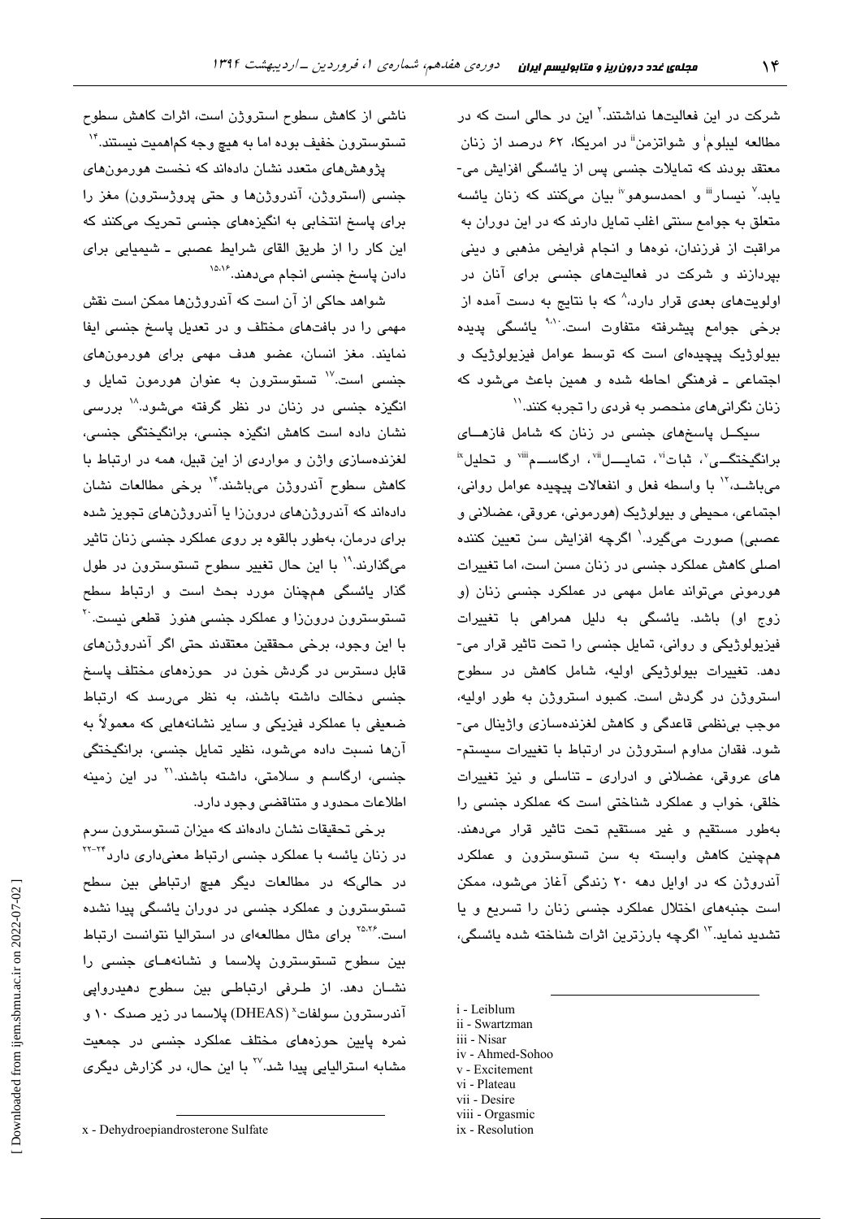شرکت در این فعالیت‌ها نداشتند.[۷] این در حالی است که در مطالعه لیبلوم[i] و شواتزمن[ii] در امریکا، ۶۲ درصد از زنان معتقد بودند که تمایلات جنسی پس از یائسگی افزایش می‌یابد.[۷] نیسار[iii] و احمدسوهو[iv] بیان می‌کنند که زنان یائسه متعلق به جوامع سنتی اغلب تمایل دارند که در این دوران به مراقبت از فرزندان، نوه‌ها و انجام فرایض مذهبی و دینی بپردازند و شرکت در فعالیت‌های جنسی برای آنان در اولویت‌های بعدی قرار دارد،[۸] که با نتایج به دست آمده از برخی جوامع پیشرفته متفاوت است.[۹،۱۰] یائسگی پدیده بیولوژیک پیچیده‌ای است که توسط عوامل فیزیولوژیک و اجتماعی ـ فرهنگی احاطه شده و همین باعث می‌شود که زنان نگرانی‌های منحصر به فردی را تجربه کنند.[۱۱]

سیکل پاسخ‌های جنسی در زنان که شامل فازهای برانگیختگی[v]، ثبات[vi]، تمایل[vii]، ارگاسم[viii] و تحلیل[ix] می‌باشد،[۱۲] با واسطه فعل و انفعالات پیچیده عوامل روانی، اجتماعی، محیطی و بیولوژیک (هورمونی، عروقی، عضلانی و عصبی) صورت می‌گیرد.[۱] اگرچه افزایش سن تعیین کننده اصلی کاهش عملکرد جنسی در زنان مسن است، اما تغییرات هورمونی می‌تواند عامل مهمی در عملکرد جنسی زنان (و زوج او) باشد. یائسگی به دلیل همراهی با تغییرات فیزیولوژیکی و روانی، تمایل جنسی را تحت تاثیر قرار می‌دهد. تغییرات بیولوژیکی اولیه، شامل کاهش در سطوح استروژن در گردش است. کمبود استروژن به طور اولیه، موجب بی‌نظمی قاعدگی و کاهش لغزنده‌سازی واژینال می‌شود. فقدان مداوم استروژن در ارتباط با تغییرات سیستم‌های عروقی، عضلانی و ادراری ـ تناسلی و نیز تغییرات خلقی، خواب و عملکرد شناختی است که عملکرد جنسی را به‌طور مستقیم و غیر مستقیم تحت تاثیر قرار می‌دهند. همچنین کاهش وابسته به سن تستوسترون و عملکرد آندروژن که در اوایل دهه ۲۰ زندگی آغاز می‌شود، ممکن است جنبه‌های اختلال عملکرد جنسی زنان را تسریع و یا تشدید نماید.[۱۳] اگرچه بارزترین اثرات شناخته شده یائسگی، ناشی از کاهش سطوح استروژن است، اثرات کاهش سطوح تستوسترون خفیف بوده اما به هیچ وجه کم‌اهمیت نیستند.[۱۴]

پژوهش‌های متعدد نشان داده‌اند که نخست هورمون‌های جنسی (استروژن، آندروژن‌ها و حتی پروژسترون) مغز را برای پاسخ انتخابی به انگیزه‌های جنسی تحریک می‌کنند که این کار را از طریق القای شرایط عصبی ـ شیمیایی برای دادن پاسخ جنسی انجام می‌دهند.[۱۵،۱۶]

شواهد حاکی از آن است که آندروژن‌ها ممکن است نقش مهمی را در بافت‌های مختلف و در تعدیل پاسخ جنسی ایفا نمایند. مغز انسان، عضو هدف مهمی برای هورمون‌های جنسی است.[۱۷] تستوسترون به عنوان هورمون تمایل و انگیزه جنسی در زنان در نظر گرفته می‌شود.[۱۸] بررسی نشان داده است کاهش انگیزه جنسی، برانگیختگی جنسی، لغزنده‌سازی واژن و مواردی از این قبیل، همه در ارتباط با کاهش سطوح آندروژن می‌باشند.[۱۴] برخی مطالعات نشان داده‌اند که آندروژن‌های درون‌زا یا آندروژن‌های تجویز شده برای درمان، به‌طور بالقوه بر روی عملکرد جنسی زنان تاثیر می‌گذارند.[۱۹] با این حال تغییر سطوح تستوسترون در طول گذار یائسگی همچنان مورد بحث است و ارتباط سطح تستوسترون درون‌زا و عملکرد جنسی هنوز قطعی نیست.[۲۰] با این وجود، برخی محققین معتقدند حتی اگر آندروژن‌های قابل دسترس در گردش خون در حوزه‌های مختلف پاسخ جنسی دخالت داشته باشند، به نظر می‌رسد که ارتباط ضعیفی با عملکرد فیزیکی و سایر نشانه‌هایی که معمولاً به آن‌ها نسبت داده می‌شود، نظیر تمایل جنسی، برانگیختگی جنسی، ارگاسم و سلامتی، داشته باشند.[۲۱] در این زمینه اطلاعات محدود و متناقضی وجود دارد.

برخی تحقیقات نشان داده‌اند که میزان تستوسترون سرم در زنان یائسه با عملکرد جنسی ارتباط معنی‌داری دارد[۲۲-۲۴] در حالی‌که در مطالعات دیگر هیچ ارتباطی بین سطح تستوسترون و عملکرد جنسی در دوران یائسگی پیدا نشده است.[۲۵،۲۶] برای مثال مطالعه‌ای در استرالیا نتوانست ارتباط بین سطوح تستوسترون پلاسما و نشانه‌های جنسی را نشان دهد. از طرفی ارتباطی بین سطوح دهیدرواپی آندرسترون سولفات[x] (DHEAS) پلاسما در زیر صدک ۱۰ و نمره پایین حوزه‌های مختلف عملکرد جنسی در جمعیت مشابه استرالیایی پیدا شد.[۲۷] با این حال، در گزارش دیگری

---

i - Leiblum
ii - Swartzman
iii - Nisar
iv - Ahmed-Sohoo
v - Excitement
vi - Plateau
vii - Desire
viii - Orgasmic
ix - Resolution

x - Dehydroepiandrosterone Sulfate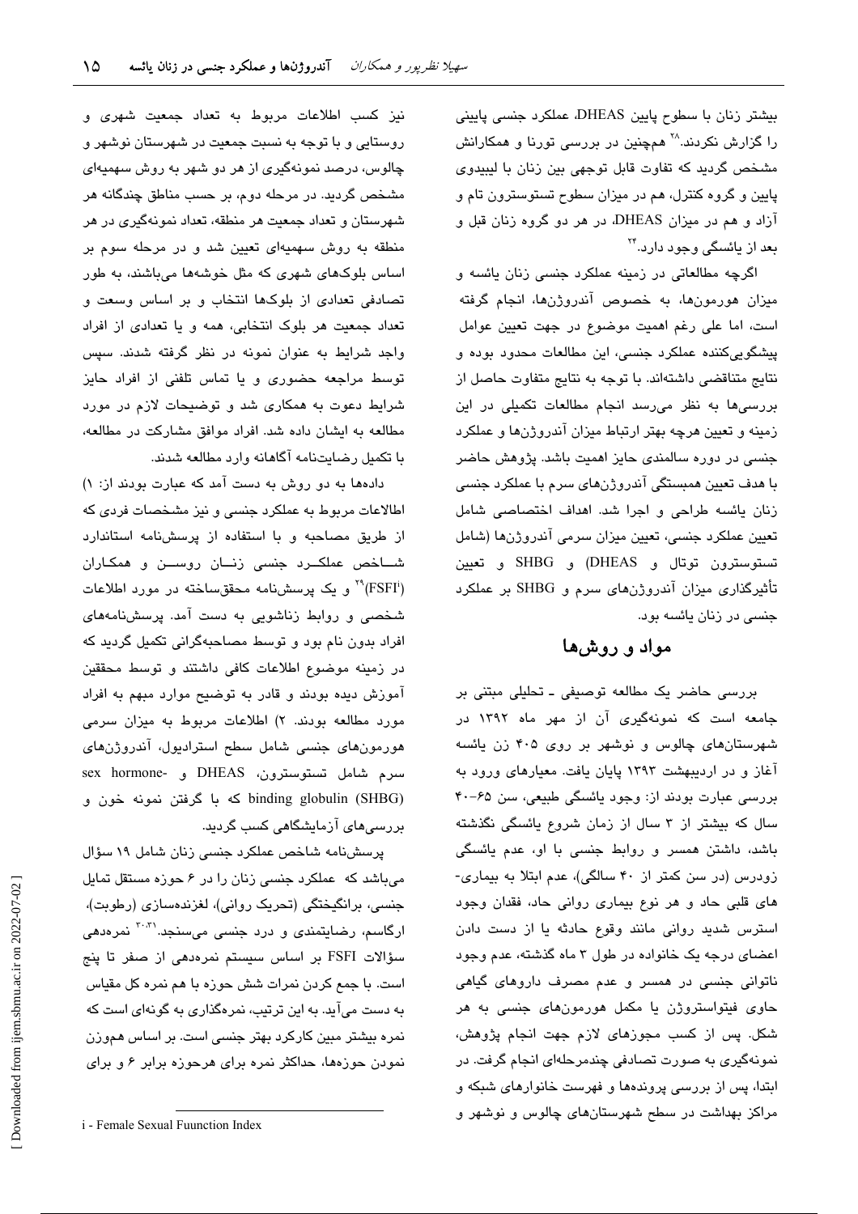بیشتر زنان با سطوح پایین DHEAS، عملکرد جنسی پایینی را گزارش نکردند.[28] همچنین در بررسی تورنا و همکارانش مشخص گردید که تفاوت قابل توجهی بین زنان با لیبیدوی پایین و گروه کنترل، هم در میزان سطوح تستوسترون تام و آزاد و هم در میزان DHEAS، در هر دو گروه زنان قبل و بعد از یائسگی وجود دارد.[24]

اگرچه مطالعاتی در زمینه عملکرد جنسی زنان یائسه و میزان هورمون‌ها، به خصوص آندروژن‌ها، انجام گرفته است، اما علی رغم اهمیت موضوع در جهت تعیین عوامل پیشگویی‌کننده عملکرد جنسی، این مطالعات محدود بوده و نتایج متناقضی داشته‌اند. با توجه به نتایج متفاوت حاصل از بررسی‌ها به نظر می‌رسد انجام مطالعات تکمیلی در این زمینه و تعیین هرچه بهتر ارتباط میزان آندروژن‌ها و عملکرد جنسی در دوره سالمندی حایز اهمیت باشد. پژوهش حاضر با هدف تعیین همبستگی آندروژن‌های سرم با عملکرد جنسی زنان یائسه طراحی و اجرا شد. اهداف اختصاصی شامل تعیین عملکرد جنسی، تعیین میزان سرمی آندروژن‌ها (شامل تستوسترون توتال و DHEAS) و SHBG و تعیین تأثیرگذاری میزان آندروژن‌های سرم و SHBG بر عملکرد جنسی در زنان یائسه بود.

## مواد و روش‌ها

بررسی حاضر یک مطالعه توصیفی ـ تحلیلی مبتنی بر جامعه است که نمونه‌گیری آن از مهر ماه ۱۳۹۲ در شهرستان‌های چالوس و نوشهر بر روی ۴۰۵ زن یائسه آغاز و در اردیبهشت ۱۳۹۳ پایان یافت. معیارهای ورود به بررسی عبارت بودند از: وجود یائسگی طبیعی، سن ۶۵-۴۰ سال که بیشتر از ۳ سال از زمان شروع یائسگی نگذشته باشد، داشتن همسر و روابط جنسی با او، عدم یائسگی زودرس (در سن کمتر از ۴۰ سالگی)، عدم ابتلا به بیماری‌های قلبی حاد و هر نوع بیماری روانی حاد، فقدان وجود استرس شدید روانی مانند وقوع حادثه یا از دست دادن اعضای درجه یک خانواده در طول ۳ ماه گذشته، عدم وجود ناتوانی جنسی در همسر و عدم مصرف داروهای گیاهی حاوی فیتواستروژن یا مکمل هورمون‌های جنسی به هر شکل. پس از کسب مجوزهای لازم جهت انجام پژوهش، نمونه‌گیری به صورت تصادفی چندمرحله‌ای انجام گرفت. در ابتدا، پس از بررسی پرونده‌ها و فهرست خانوارهای شبکه و مراکز بهداشت در سطح شهرستان‌های چالوس و نوشهر و نیز کسب اطلاعات مربوط به تعداد جمعیت شهری و روستایی و با توجه به نسبت جمعیت در شهرستان نوشهر و چالوس، درصد نمونه‌گیری از هر دو شهر به روش سهمیه‌ای مشخص گردید. در مرحله دوم، بر حسب مناطق چندگانه هر شهرستان و تعداد جمعیت هر منطقه، تعداد نمونه‌گیری در هر منطقه به روش سهمیه‌ای تعیین شد و در مرحله سوم بر اساس بلوک‌های شهری که مثل خوشه‌ها می‌باشند، به طور تصادفی تعدادی از بلوک‌ها انتخاب و بر اساس وسعت و تعداد جمعیت هر بلوک انتخابی، همه و یا تعدادی از افراد واجد شرایط به عنوان نمونه در نظر گرفته شدند. سپس توسط مراجعه حضوری و یا تماس تلفنی از افراد حایز شرایط دعوت به همکاری شد و توضیحات لازم در مورد مطالعه به ایشان داده شد. افراد موافق مشارکت در مطالعه، با تکمیل رضایت‌نامه آگاهانه وارد مطالعه شدند.

داده‌ها به دو روش به دست آمد که عبارت بودند از: ۱) اطلاعات مربوط به عملکرد جنسی و نیز مشخصات فردی که از طریق مصاحبه و با استفاده از پرسش‌نامه استاندارد شاخص عملکرد جنسی زنان روسن و همکاران (FSFI[i])[29] و یک پرسش‌نامه محقق‌ساخته در مورد اطلاعات شخصی و روابط زناشویی به دست آمد. پرسش‌نامه‌های افراد بدون نام بود و توسط مصاحبه‌گرانی تکمیل گردید که در زمینه موضوع اطلاعات کافی داشتند و توسط محققین آموزش دیده بودند و قادر به توضیح موارد مبهم به افراد مورد مطالعه بودند. ۲) اطلاعات مربوط به میزان سرمی هورمون‌های جنسی شامل سطح استرادیول، آندروژن‌های سرم شامل تستوسترون، DHEAS و sex hormone-binding globulin (SHBG) که با گرفتن نمونه خون و بررسی‌های آزمایشگاهی کسب گردید.

پرسش‌نامه شاخص عملکرد جنسی زنان شامل ۱۹ سؤال می‌باشد که عملکرد جنسی زنان را در ۶ حوزه مستقل تمایل جنسی، برانگیختگی (تحریک روانی)، لغزنده‌سازی (رطوبت)، ارگاسم، رضایتمندی و درد جنسی می‌سنجد.[30،31] نمره‌دهی سؤالات FSFI بر اساس سیستم نمره‌دهی از صفر تا پنج است. با جمع کردن نمرات شش حوزه با هم نمره کل مقیاس به دست می‌آید. به این ترتیب، نمره‌گذاری به گونه‌ای است که نمره بیشتر مبین کارکرد بهتر جنسی است. بر اساس هم‌وزن نمودن حوزه‌ها، حداکثر نمره برای هرحوزه برابر ۶ و برای

i - Female Sexual Fuunction Index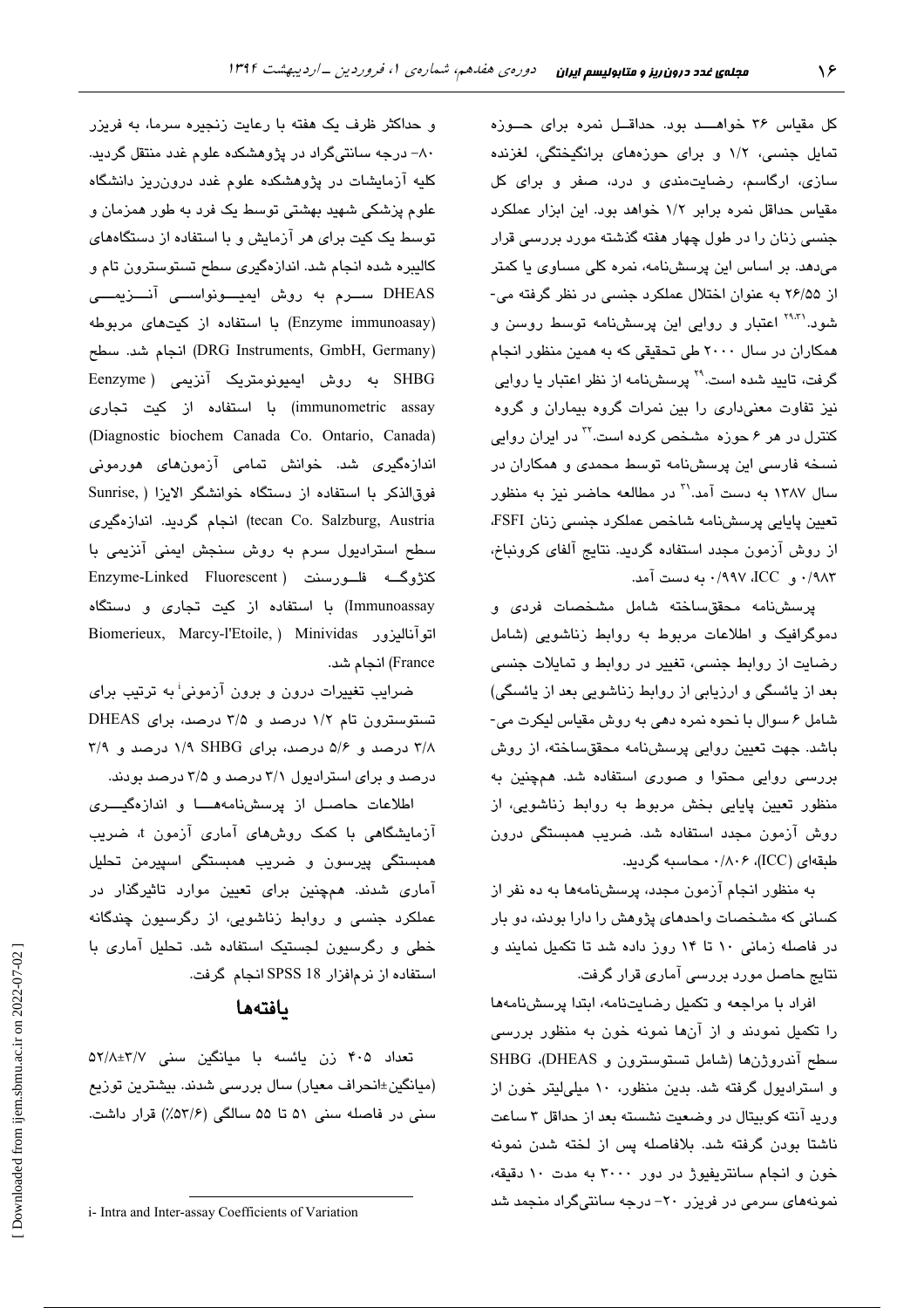کل مقیاس ۳۶ خواهد بود. حداقل نمره برای حوزه تمایل جنسی، ۱/۲ و برای حوزه‌های برانگیختگی، لغزنده سازی، ارگاسم، رضایت‌مندی و درد، صفر و برای کل مقیاس حداقل نمره برابر ۱/۲ خواهد بود. این ابزار عملکرد جنسی زنان را در طول چهار هفته گذشته مورد بررسی قرار می‌دهد. بر اساس این پرسش‌نامه، نمره کلی مساوی یا کمتر از ۲۶/۵۵ به عنوان اختلال عملکرد جنسی در نظر گرفته می‌شود.[۲۹،۳۱] اعتبار و روایی این پرسش‌نامه توسط روسن و همکاران در سال ۲۰۰۰ طی تحقیقی که به همین منظور انجام گرفت، تایید شده است.[۲۹] پرسش‌نامه از نظر اعتبار یا روایی نیز تفاوت معنی‌داری را بین نمرات گروه بیماران و گروه کنترل در هر ۶ حوزه مشخص کرده است.[۳۲] در ایران روایی نسخه فارسی این پرسش‌نامه توسط محمدی و همکاران در سال ۱۳۸۷ به دست آمد.[۳۱] در مطالعه حاضر نیز به منظور تعیین پایایی پرسش‌نامه شاخص عملکرد جنسی زنان FSFI، از روش آزمون مجدد استفاده گردید. نتایج آلفای کرونباخ، ۰/۹۸۳ و ICC، ۰/۹۹۷ به دست آمد.

پرسش‌نامه محقق‌ساخته شامل مشخصات فردی و دموگرافیک و اطلاعات مربوط به روابط زناشویی (شامل رضایت از روابط جنسی، تغییر در روابط و تمایلات جنسی بعد از یائسگی و ارزیابی از روابط زناشویی بعد از یائسگی) شامل ۶ سوال با نحوه نمره دهی به روش مقیاس لیکرت می‌باشد. جهت تعیین روایی پرسش‌نامه محقق‌ساخته، از روش بررسی روایی محتوا و صوری استفاده شد. همچنین به منظور تعیین پایایی بخش مربوط به روابط زناشویی، از روش آزمون مجدد استفاده شد. ضریب همبستگی درون طبقه‌ای (ICC)، ۰/۸۰۶ محاسبه گردید.

به منظور انجام آزمون مجدد، پرسش‌نامه‌ها به ده نفر از کسانی که مشخصات واحدهای پژوهش را دارا بودند، دو بار در فاصله زمانی ۱۰ تا ۱۴ روز داده شد تا تکمیل نمایند و نتایج حاصل مورد بررسی آماری قرار گرفت.

افراد با مراجعه و تکمیل رضایت‌نامه، ابتدا پرسش‌نامه‌ها را تکمیل نمودند و از آن‌ها نمونه خون به منظور بررسی سطح آندروژن‌ها (شامل تستوسترون و DHEAS)، SHBG و استرادیول گرفته شد. بدین منظور، ۱۰ میلی‌لیتر خون از ورید آنته کوبیتال در وضعیت نشسته بعد از حداقل ۳ ساعت ناشتا بودن گرفته شد. بلافاصله پس از لخته شدن نمونه خون و انجام سانتریفیوژ در دور ۳۰۰۰ به مدت ۱۰ دقیقه، نمونه‌های سرمی در فریزر ۲۰- درجه سانتی‌گراد منجمد شد و حداکثر ظرف یک هفته با رعایت زنجیره سرما، به فریزر ۸۰- درجه سانتی‌گراد در پژوهشکده علوم غدد منتقل گردید. کلیه آزمایشات در پژوهشکده علوم غدد درون‌ریز دانشگاه علوم پزشکی شهید بهشتی توسط یک فرد به طور همزمان و توسط یک کیت برای هر آزمایش و با استفاده از دستگاه‌های کالیبره شده انجام شد. اندازه‌گیری سطح تستوسترون تام و DHEAS سرم به روش ایمیونواسی آنزیمی (Enzyme immunoasay) با استفاده از کیت‌های مربوطه (DRG Instruments, GmbH, Germany) انجام شد. سطح SHBG به روش ایمیونومتریک آنزیمی (Eenzyme immunometric assay) با استفاده از کیت تجاری (Diagnostic biochem Canada Co. Ontario, Canada) اندازه‌گیری شد. خوانش تمامی آزمون‌های هورمونی فوق‌الذکر با استفاده از دستگاه خوانشگر الایزا (Sunrise, tecan Co. Salzburg, Austria) انجام گردید. اندازه‌گیری سطح استرادیول سرم به روش سنجش ایمنی آنزیمی با کنژوگه فلورسنت (Enzyme-Linked Fluorescent Immunoassay) با استفاده از کیت تجاری و دستگاه اتوآنالیزور Minividas (Biomerieux, Marcy-l'Etoile, France) انجام شد.

ضرایب تغییرات درون و برون آزمونی[i] به ترتیب برای تستوسترون تام ۱/۲ درصد و ۳/۵ درصد، برای DHEAS ۳/۸ درصد و ۵/۶ درصد، برای SHBG ۱/۹ درصد و ۳/۹ درصد و برای استرادیول ۳/۱ درصد و ۳/۵ درصد بودند.

اطلاعات حاصل از پرسش‌نامه‌ها و اندازه‌گیری آزمایشگاهی با کمک روش‌های آماری آزمون t، ضریب همبستگی پیرسون و ضریب همبستگی اسپیرمن تحلیل آماری شدند. همچنین برای تعیین موارد تاثیرگذار در عملکرد جنسی و روابط زناشویی، از رگرسیون چندگانه خطی و رگرسیون لجستیک استفاده شد. تحلیل آماری با استفاده از نرم‌افزار SPSS 18 انجام گرفت.

## یافته‌ها

تعداد ۴۰۵ زن یائسه با میانگین سنی ۵۲/۸±۳/۷ (میانگین±انحراف معیار) سال بررسی شدند. بیشترین توزیع سنی در فاصله سنی ۵۱ تا ۵۵ سالگی (۵۳/۶٪) قرار داشت.

---
i- Intra and Inter-assay Coefficients of Variation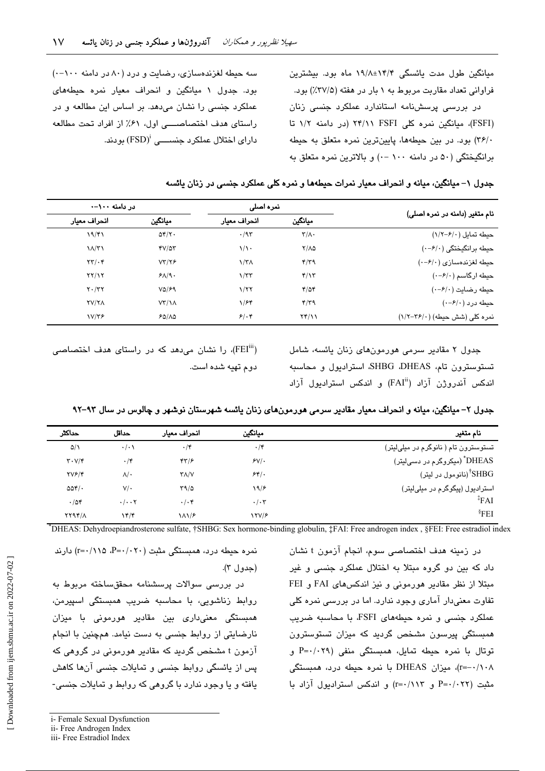میانگین طول مدت یائسگی ۱۴/۴±۱۹/۸ ماه بود. بیشترین فراوانی تعداد مقاربت مربوط به ۱ بار در هفته (۳۷/۵٪) بود.

در بررسی پرسش‌نامه استاندارد عملکرد جنسی زنان (FSFI)، میانگین نمره کلی FSFI ۲۴/۱۱ (در دامنه ۱/۲ تا ۳۶/۰) بود. در بین حیطه‌ها، پایین‌ترین نمره متعلق به حیطه برانگیختگی (۵۰ در دامنه ۱۰۰ -۰) و بالاترین نمره متعلق به سه حیطه لغزنده‌سازی، رضایت و درد (۸۰ در دامنه ۱۰۰-۰) بود. جدول ۱ میانگین و انحراف معیار نمره حیطه‌های عملکرد جنسی را نشان می‌دهد. بر اساس این مطالعه و در راستای هدف اختصاصی اول، ۶۱٪ از افراد تحت مطالعه دارای اختلال عملکرد جنسی (FSD)[i] بودند.

**جدول ۱- میانگین، میانه و انحراف معیار نمرات حیطه‌ها و نمره کلی عملکرد جنسی در زنان یائسه**

| نام متغیر (دامنه در نمره اصلی) | نمره اصلی | | در دامنه ۱۰۰-۰ | |
|---|---|---|---|---|
| | میانگین | انحراف معیار | میانگین | انحراف معیار |
| حیطه تمایل (۶/۰-۱/۲) | ۳/۸۰ | ۰/۹۳ | ۵۴/۲۰ | ۱۹/۴۱ |
| حیطه برانگیختگی (۶/۰-۰) | ۲/۸۵ | ۱/۱۰ | ۴۷/۵۳ | ۱۸/۳۱ |
| حیطه لغزنده‌سازی (۶/۰-۰) | ۴/۳۹ | ۱/۳۸ | ۷۳/۲۶ | ۲۳/۰۴ |
| حیطه ارگاسم (۶/۰-۰) | ۴/۱۳ | ۱/۳۳ | ۶۸/۹۰ | ۲۲/۱۲ |
| حیطه رضایت (۶/۰-۰) | ۴/۵۴ | ۱/۲۲ | ۷۵/۶۹ | ۲۰/۳۲ |
| حیطه درد (۶/۰-۰) | ۴/۳۹ | ۱/۶۴ | ۷۳/۱۸ | ۲۷/۲۸ |
| نمره کلی (شش حیطه) (۳۶/۰-۱/۲) | ۲۴/۱۱ | ۶/۰۴ | ۶۵/۸۵ | ۱۷/۳۶ |

جدول ۲ مقادیر سرمی هورمون‌های زنان یائسه، شامل تستوسترون تام، DHEAS، SHBG، استرادیول و محاسبه اندکس آندروژن آزاد (FAI[ii]) و اندکس استرادیول آزاد (FEI[iii])، را نشان می‌دهد که در راستای هدف اختصاصی دوم تهیه شده است.

**جدول ۲- میانگین، میانه و انحراف معیار مقادیر سرمی هورمون‌های زنان یائسه شهرستان نوشهر و چالوس در سال ۹۳-۹۲**

| نام متغیر | میانگین | انحراف معیار | حداقل | حداکثر |
|---|---|---|---|---|
| تستوسترون تام ( نانوگرم در میلی‌لیتر) | ۰/۴ | ۰/۴ | ۰/۰۱ | ۵/۱ |
| DHEAS* (میکروگرم در دسی‌لیتر) | ۶۷/۰ | ۴۳/۶ | ۰/۴ | ۳۰۷/۴ |
| SHBG† (نانومول در لیتر) | ۶۴/۰ | ۳۸/۷ | ۸/۰ | ۲۷۶/۴ |
| استرادیول (پیکوگرم در میلی‌لیتر) | ۱۹/۶ | ۳۹/۵ | ۷/۰ | ۵۵۴/۰ |
| FAI‡ | ۰/۰۳ | ۰/۰۴ | ۰/۰۰۲ | ۰/۵۴ |
| FEI§ | ۱۲۷/۶ | ۱۸۱/۶ | ۱۴/۴ | ۲۲۹۴/۸ |

*DHEAS: Dehydroepiandrosterone sulfate, †SHBG: Sex hormone-binding globulin, ‡FAI: Free androgen index , §FEI: Free estradiol index

در زمینه هدف اختصاصی سوم، انجام آزمون t نشان داد که بین دو گروه مبتلا به اختلال عملکرد جنسی و غیر مبتلا از نظر مقادیر هورمونی و نیز اندکس‌های FAI و FEI تفاوت معنی‌دار آماری وجود ندارد. اما در بررسی نمره کلی عملکرد جنسی و نمره حیطه‌های FSFI، با محاسبه ضریب همبستگی پیرسون مشخص گردید که میزان تستوسترون توتال با نمره حیطه تمایل، همبستگی منفی (P=۰/۰۲۹ و r=-۰/۱۰۸)، میزان DHEAS با نمره حیطه درد، همبستگی مثبت (P=۰/۰۲۲ و r=۰/۱۱۳) و اندکس استرادیول آزاد با نمره حیطه درد، همبستگی مثبت (P=۰/۰۲۰، r=۰/۱۱۵) دارند (جدول ۳).

در بررسی سوالات پرسشنامه محقق‌ساخته مربوط به روابط زناشویی، با محاسبه ضریب همبستگی اسپیرمن، همبستگی معنی‌داری بین مقادیر هورمونی با میزان نارضایتی از روابط جنسی به دست نیامد. همچنین با انجام آزمون t مشخص گردید که مقادیر هورمونی در گروهی که پس از یائسگی روابط جنسی و تمایلات جنسی آن‌ها کاهش یافته و یا وجود ندارد با گروهی که روابط و تمایلات جنسی-

i- Female Sexual Dysfunction
ii- Free Androgen Index
iii- Free Estradiol Index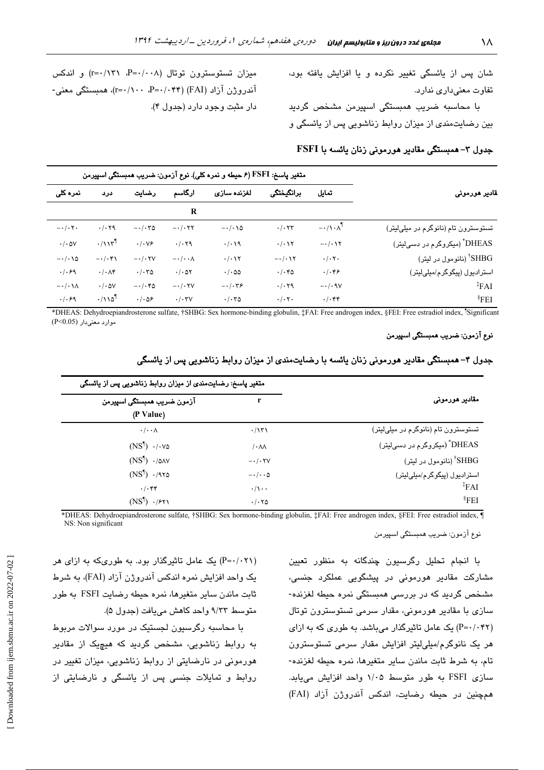شان پس از یائسگی تغییر نکرده و یا افزایش یافته بود، تفاوت معنی‌داری ندارد.

با محاسبه ضریب همبستگی اسپیرمن مشخص گردید بین رضایت‌مندی از میزان روابط زناشویی پس از یائسگی و میزان تستوسترون توتال (P=۰/۰۰۸، r=۰/۱۳۱) و اندکس آندروژن آزاد (FAI) (P=۰/۰۴۴، r=۰/۱۰۰)، همبستگی معنی‌دار مثبت وجود دارد (جدول ۴).

**جدول ۳- همبستگی مقادیر هورمونی زنان یائسه با FSFI**

| قادیر هورمونی | متغیر پاسخ: FSFI (۶ حیطه و نمره کلی). نوع آزمون: ضریب همبستگی اسپیرمن | | | | | | |
|---|---|---|---|---|---|---|---|
| | تمایل | برانگیختگی | لغزنده سازی | ارگاسم | رضایت | درد | نمره کلی |
| | R | | | | | | |
| تستوسترون تام (نانوگرم در میلی‌لیتر) | ۰/۱۰۸-¶ | ۰/۰۲۳ | ۰/۰۱۵- | ۰/۰۲۲- | ۰/۰۳۵- | ۰/۰۲۹ | ۰/۰۲۰- |
| DHEAS* (میکروگرم در دسی‌لیتر) | ۰/۰۱۲- | ۰/۰۱۲ | ۰/۰۱۹ | ۰/۰۲۹ | ۰/۰۷۶ | ۰/۱۱۳¶ | ۰/۰۵۷ |
| SHBG† (نانومول در لیتر) | ۰/۰۲۰ | ۰/۰۱۲- | ۰/۰۱۲ | ۰/۰۰۸- | ۰/۰۲۷- | ۰/۰۴۱- | ۰/۰۱۵- |
| استرادیول (پیکوگرم/میلی‌لیتر) | ۰/۰۴۶ | ۰/۰۴۵ | ۰/۰۵۵ | ۰/۰۵۲ | ۰/۰۳۵ | ۰/۰۸۴ | ۰/۰۶۹ |
| FAI‡ | ۰/۰۹۷- | ۰/۰۲۹ | ۰/۰۳۶- | ۰/۰۲۷- | ۰/۰۴۵- | ۰/۰۵۷ | ۰/۰۱۸- |
| FEI§ | ۰/۰۴۴ | ۰/۰۲۰ | ۰/۰۳۵ | ۰/۰۳۷ | ۰/۰۵۶ | ۰/۱۱۵¶ | ۰/۰۶۹ |

*DHEAS: Dehydroepiandrosterone sulfate, †SHBG: Sex hormone-binding globulin, ‡FAI: Free androgen index, §FEI: Free estradiol index, ¶Significant موارد معنی‌دار (P<0.05)

نوع آزمون: ضریب همبستگی اسپیرمن

**جدول ۴- همبستگی مقادیر هورمونی زنان یائسه با رضایت‌مندی از میزان روابط زناشویی پس از یائسگی**

| مقادیر هورمونی | متغیر پاسخ: رضایت‌مندی از میزان روابط زناشویی پس از یائسگی | |
|---|---|---|
| | r | آزمون ضریب همبستگی اسپیرمن (P Value) |
| تستوسترون تام (نانوگرم در میلی‌لیتر) | ۰/۱۳۱ | ۰/۰۰۸ |
| DHEAS* (میکروگرم در دسی‌لیتر) | ۰/۸۸ | ۰/۰۷۵ (NS¶) |
| SHBG† (نانومول در لیتر) | ۰/۰۲۷- | ۰/۵۸۷ (NS¶) |
| استرادیول (پیکوگرم/میلی‌لیتر) | ۰/۰۰۵- | ۰/۹۲۵ (NS¶) |
| FAI‡ | ۰/۱۰۰ | ۰/۰۴۴ |
| FEI§ | ۰/۰۲۵ | ۰/۶۲۱ (NS¶) |

*DHEAS: Dehydroepiandrosterone sulfate, †SHBG: Sex hormone-binding globulin, ‡FAI: Free androgen index, §FEI: Free estradiol index, ¶ NS: Non significant

نوع آزمون: ضریب همبستگی اسپیرمن

با انجام تحلیل رگرسیون چندگانه به منظور تعیین مشارکت مقادیر هورمونی در پیشگویی عملکرد جنسی، مشخص گردید که در بررسی همبستگی نمره حیطه لغزنده‌سازی با مقادیر هورمونی، مقدار سرمی تستوسترون توتال (P=۰/۰۴۲) یک عامل تاثیرگذار می‌باشد. به طوری که به ازای هر یک نانوگرم/میلی‌لیتر افزایش مقدار سرمی تستوسترون تام، به شرط ثابت ماندن سایر متغیرها، نمره حیطه لغزنده‌سازی FSFI به طور متوسط ۱/۰۵ واحد افزایش می‌یابد. همچنین در حیطه رضایت، اندکس آندروژن آزاد (FAI) (P=۰/۰۲۱) یک عامل تاثیرگذار بود. به طوری‌که به ازای هر یک واحد افزایش نمره اندکس آندروژن آزاد (FAI)، به شرط ثابت ماندن سایر متغیرها، نمره حیطه رضایت FSFI به طور متوسط ۹/۳۳ واحد کاهش می‌یافت (جدول ۵).

با محاسبه رگرسیون لجستیک در مورد سوالات مربوط به روابط زناشویی، مشخص گردید که هیچ‌یک از مقادیر هورمونی در نارضایتی از روابط زناشویی، میزان تغییر در روابط و تمایلات جنسی پس از یائسگی و نارضایتی از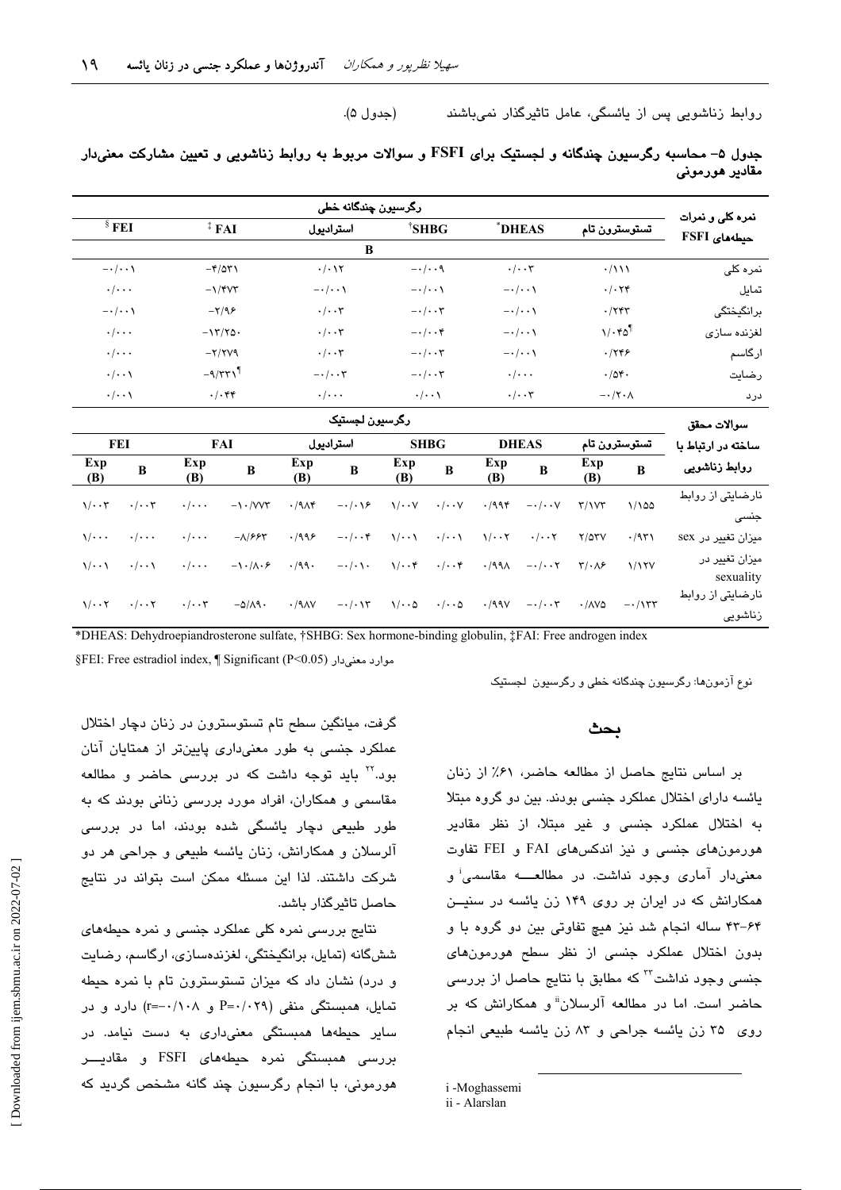روابط زناشویی پس از یائسگی، عامل تاثیرگذار نمی‌باشند (جدول ۵).

**جدول ۵- محاسبه رگرسیون چندگانه و لجستیک برای FSFI و سوالات مربوط به روابط زناشویی و تعیین مشارکت معنی‌دار مقادیر هورمونی**

| نمره کلی و نمرات حیطه‌های FSFI | تستوسترون تام | DHEAS* | SHBG† | استرادیول | FAI‡ | FEI§ |
|---|---|---|---|---|---|---|
| | رگرسیون چندگانه خطی | | | | | |
| | B | | | | | |
| نمره کلی | ۰/۱۱۱ | ۰/۰۰۳ | -۰/۰۰۹ | ۰/۰۱۲ | -۴/۵۳۱ | -۰/۰۰۱ |
| تمایل | ۰/۰۲۴ | -۰/۰۰۱ | -۰/۰۰۱ | -۰/۰۰۱ | -۱/۴۷۳ | ۰/۰۰۰ |
| برانگیختگی | ۰/۲۴۳ | -۰/۰۰۱ | -۰/۰۰۳ | ۰/۰۰۳ | -۲/۹۶ | -۰/۰۰۱ |
| لغزنده سازی | ۱/۰۴۵¶ | -۰/۰۰۱ | -۰/۰۰۴ | ۰/۰۰۳ | -۱۳/۲۵۰ | ۰/۰۰۰ |
| ارگاسم | ۰/۲۴۶ | -۰/۰۰۱ | -۰/۰۰۳ | ۰/۰۰۳ | -۲/۲۷۹ | ۰/۰۰۰ |
| رضایت | ۰/۵۴۰ | ۰/۰۰۰ | -۰/۰۰۳ | -۰/۰۰۳ | -۹/۳۳۱¶ | ۰/۰۰۱ |
| درد | -۰/۲۰۸ | ۰/۰۰۳ | ۰/۰۰۱ | ۰/۰۰۰ | ۰/۰۴۴ | ۰/۰۰۱ |

| سوالات محقق ساخته در ارتباط با روابط زناشویی | تستوسترون تام B | تستوسترون تام Exp (B) | DHEAS B | DHEAS Exp (B) | SHBG B | SHBG Exp (B) | استرادیول B | استرادیول Exp (B) | FAI B | FAI Exp (B) | FEI B | FEI Exp (B) |
|---|---|---|---|---|---|---|---|---|---|---|---|---|
| | رگرسیون لجستیک | | | | | | | | | | | |
| نارضایتی از روابط جنسی | ۱/۱۵۵ | ۳/۱۷۳ | -۰/۰۰۷ | ۰/۹۹۴ | ۰/۰۰۷ | ۱/۰۰۷ | -۰/۰۱۶ | ۰/۹۸۴ | -۱۰/۷۷۳ | ۰/۰۰۰ | ۰/۰۰۳ | ۱/۰۰۳ |
| میزان تغییر در sex | ۰/۹۳۱ | ۲/۵۳۷ | ۰/۰۰۲ | ۱/۰۰۲ | ۰/۰۰۱ | ۱/۰۰۱ | -۰/۰۰۴ | ۰/۹۹۶ | -۸/۶۶۳ | ۰/۰۰۰ | ۰/۰۰۰ | ۱/۰۰۰ |
| میزان تغییر در sexuality | ۱/۱۲۷ | ۳/۰۸۶ | -۰/۰۰۲ | ۰/۹۹۸ | ۰/۰۰۴ | ۱/۰۰۴ | -۰/۰۱۰ | ۰/۹۹۰ | -۱۰/۸۰۶ | ۰/۰۰۰ | ۰/۰۰۱ | ۱/۰۰۱ |
| نارضایتی از روابط زناشویی | -۰/۱۳۳ | ۰/۸۷۵ | -۰/۰۰۳ | ۰/۹۹۷ | ۰/۰۰۵ | ۱/۰۰۵ | -۰/۰۱۳ | ۰/۹۸۷ | -۵/۸۹۰ | ۰/۰۰۳ | ۰/۰۰۲ | ۱/۰۰۲ |

*DHEAS: Dehydroepiandrosterone sulfate, †SHBG: Sex hormone-binding globulin, ‡FAI: Free androgen index

§FEI: Free estradiol index, ¶ Significant (P<0.05) موارد معنی‌دار

نوع آزمون‌ها: رگرسیون چندگانه خطی و رگرسیون لجستیک

## بحث

بر اساس نتایج حاصل از مطالعه حاضر، ۶۱٪ از زنان یائسه دارای اختلال عملکرد جنسی بودند. بین دو گروه مبتلا به اختلال عملکرد جنسی و غیر مبتلا، از نظر مقادیر هورمون‌های جنسی و نیز اندکس‌های FAI و FEI تفاوت معنی‌دار آماری وجود نداشت. در مطالعه مقاسمی[i] و همکارانش که در ایران بر روی ۱۴۹ زن یائسه در سنین ۶۴-۴۳ ساله انجام شد نیز هیچ تفاوتی بین دو گروه با و بدون اختلال عملکرد جنسی از نظر سطح هورمون‌های جنسی وجود نداشت[۲۳] که مطابق با نتایج حاصل از بررسی حاضر است. اما در مطالعه آلرسلان[ii] و همکارانش که بر روی ۳۵ زن یائسه جراحی و ۸۳ زن یائسه طبیعی انجام گرفت، میانگین سطح تام تستوسترون در زنان دچار اختلال عملکرد جنسی به طور معنی‌داری پایین‌تر از همتایان آنان بود.[۲۲] باید توجه داشت که در بررسی حاضر و مطالعه مقاسمی و همکاران، افراد مورد بررسی زنانی بودند که به طور طبیعی دچار یائسگی شده بودند، اما در بررسی آلرسلان و همکارانش، زنان یائسه طبیعی و جراحی هر دو شرکت داشتند. لذا این مسئله ممکن است بتواند در نتایج حاصل تاثیرگذار باشد.

نتایج بررسی نمره کلی عملکرد جنسی و نمره حیطه‌های شش‌گانه (تمایل، برانگیختگی، لغزنده‌سازی، ارگاسم، رضایت و درد) نشان داد که میزان تستوسترون تام با نمره حیطه تمایل، همبستگی منفی (P=۰/۰۲۹ و r=-۰/۱۰۸) دارد و در سایر حیطه‌ها همبستگی معنی‌داری به دست نیامد. در بررسی همبستگی نمره حیطه‌های FSFI و مقادیر هورمونی، با انجام رگرسیون چند گانه مشخص گردید که

i -Moghassemi
ii - Alarslan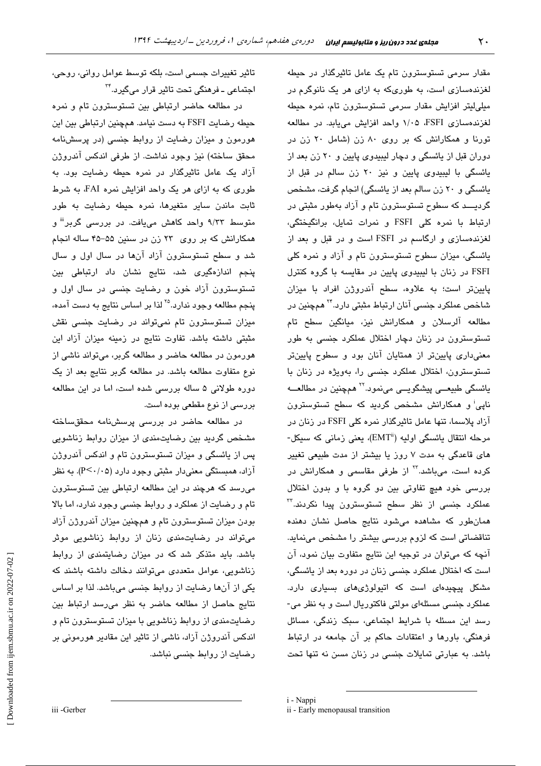مقدار سرمی تستوسترون تام یک عامل تاثیرگذار در حیطه لغزنده‌سازی است، به طوری‌که به ازای هر یک نانوگرم در میلی‌لیتر افزایش مقدار سرمی تستوسترون تام، نمره حیطه لغزنده‌سازی FSFI، ۱/۰۵ واحد افزایش می‌یابد. در مطالعه تورنا و همکارانش که بر روی ۸۰ زن (شامل ۲۰ زن در دوران قبل از یائسگی و دچار لیبیدوی پایین و ۲۰ زن بعد از یائسگی با لیبیدوی پایین و نیز ۲۰ زن سالم در قبل از یائسگی و ۲۰ زن سالم بعد از یائسگی) انجام گرفت، مشخص گردیـــد که سطوح تستوسترون تام و آزاد به‌طور مثبتی در ارتباط با نمره کلی FSFI و نمرات تمایل، برانگیختگی، لغزنده‌سازی و ارگاسم در FSFI است و در قبل و بعد از یائسگی، میزان سطوح تستوسترون تام و آزاد و نمره کلی FSFI در زنان با لیبیدوی پایین در مقایسه با گروه کنترل پایین‌تر است؛ به علاوه، سطح آندروژن افراد با میزان شاخص عملکرد جنسی آنان ارتباط مثبتی دارد.[۲۴] همچنین در مطالعه آلرسلان و همکارانش نیز، میانگین سطح تام تستوسترون در زنان دچار اختلال عملکرد جنسی به طور معنی‌داری پایین‌تر از همتایان آنان بود و سطوح پایین‌تر تستوسترون، اختلال عملکرد جنسی را، به‌ویژه در زنان با یائسگی طبیعـــی پیشگویـــی می‌نمود.[۲۲] همچنین در مطالعـــه ناپی[i] و همکارانش مشخص گردید که سطح تستوسترون آزاد پلاسما، تنها عامل تاثیرگذار نمره کلی FSFI در زنان در مرحله انتقال یائسگی اولیه (EMT[ii])، یعنی زمانی که سیکل‌های قاعدگی به مدت ۷ روز یا بیشتر از مدت طبیعی تغییر کرده است، می‌باشد.[۲۳] از طرفی مقاسمی و همکارانش در بررسی خود هیچ تفاوتی بین دو گروه با و بدون اختلال عملکرد جنسی از نظر سطح تستوسترون پیدا نکردند.[۳۳] همان‌طور که مشاهده می‌شود نتایج حاصل نشان دهنده تناقضاتی است که لزوم بررسی بیشتر را مشخص می‌نماید. آنچه که می‌توان در توجیه این نتایج متفاوت بیان نمود، آن است که اختلال عملکرد جنسی زنان در دوره بعد از یائسگی، مشکل پیچیده‌ای است که اتیولوژی‌های بسیاری دارد. عملکرد جنسی مسئله‌ای مولتی فاکتوریال است و به نظر می‌رسد این مسئله با شرایط اجتماعی، سبک زندگی، مسائل فرهنگی، باورها و اعتقادات حاکم بر آن جامعه در ارتباط باشد. به عبارتی تمایلات جنسی در زنان مسن نه تنها تحت تاثیر تغییرات جسمی است، بلکه توسط عوامل روانی، روحی، اجتماعی ـ فرهنگی تحت تاثیر قرار می‌گیرد.[۳۴]

در مطالعه حاضر ارتباطی بین تستوسترون تام و نمره حیطه رضایت FSFI به دست نیامد. همچنین ارتباطی بین این هورمون و میزان رضایت از روابط جنسی (در پرسش‌نامه محقق ساخته) نیز وجود نداشت. از طرفی اندکس آندروژن آزاد یک عامل تاثیرگذار در نمره حیطه رضایت بود. به طوری که به ازای هر یک واحد افزایش نمره FAI، به شرط ثابت ماندن سایر متغیرها، نمره حیطه رضایت به طور متوسط ۹/۳۳ واحد کاهش می‌یافت. در بررسی گربر[iii] و همکارانش که بر روی ۲۳ زن در سنین ۵۵-۴۵ ساله انجام شد و سطح تستوسترون آزاد آن‌ها در سال اول و سال پنجم اندازه‌گیری شد، نتایج نشان داد ارتباطی بین تستوسترون آزاد خون و رضایت جنسی در سال اول و پنجم مطالعه وجود ندارد.[۲۵] لذا بر اساس نتایج به دست آمده، میزان تستوسترون تام نمی‌تواند در رضایت جنسی نقش مثبتی داشته باشد. تفاوت نتایج در زمینه میزان آزاد این هورمون در مطالعه حاضر و مطالعه گربر، می‌تواند ناشی از نوع متفاوت مطالعه باشد. در مطالعه گربر نتایج بعد از یک دوره طولانی ۵ ساله بررسی شده است، اما در این مطالعه بررسی از نوع مقطعی بوده است.

در مطالعه حاضر در بررسی پرسش‌نامه محقق‌ساخته مشخص گردید بین رضایت‌مندی از میزان روابط زناشویی پس از یائسگی و میزان تستوسترون تام و اندکس آندروژن آزاد، همبستگی معنی‌دار مثبتی وجود دارد ($P<0/05$). به نظر می‌رسد که هرچند در این مطالعه ارتباطی بین تستوسترون تام و رضایت از عملکرد و روابط جنسی وجود ندارد، اما بالا بودن میزان تستوسترون تام و همچنین میزان آندروژن آزاد می‌تواند در رضایت‌مندی زنان از روابط زناشویی موثر باشد. باید متذکر شد که در میزان رضایتمندی از روابط زناشویی، عوامل متعددی می‌توانند دخالت داشته باشند که یکی از آن‌ها رضایت از روابط جنسی می‌باشد. لذا بر اساس نتایج حاصل از مطالعه حاضر به نظر می‌رسد ارتباط بین رضایت‌مندی از روابط زناشویی با میزان تستوسترون تام و اندکس آندروژن آزاد، ناشی از تاثیر این مقادیر هورمونی بر رضایت از روابط جنسی نباشد.

---

i - Nappi

ii - Early menopausal transition

iii -Gerber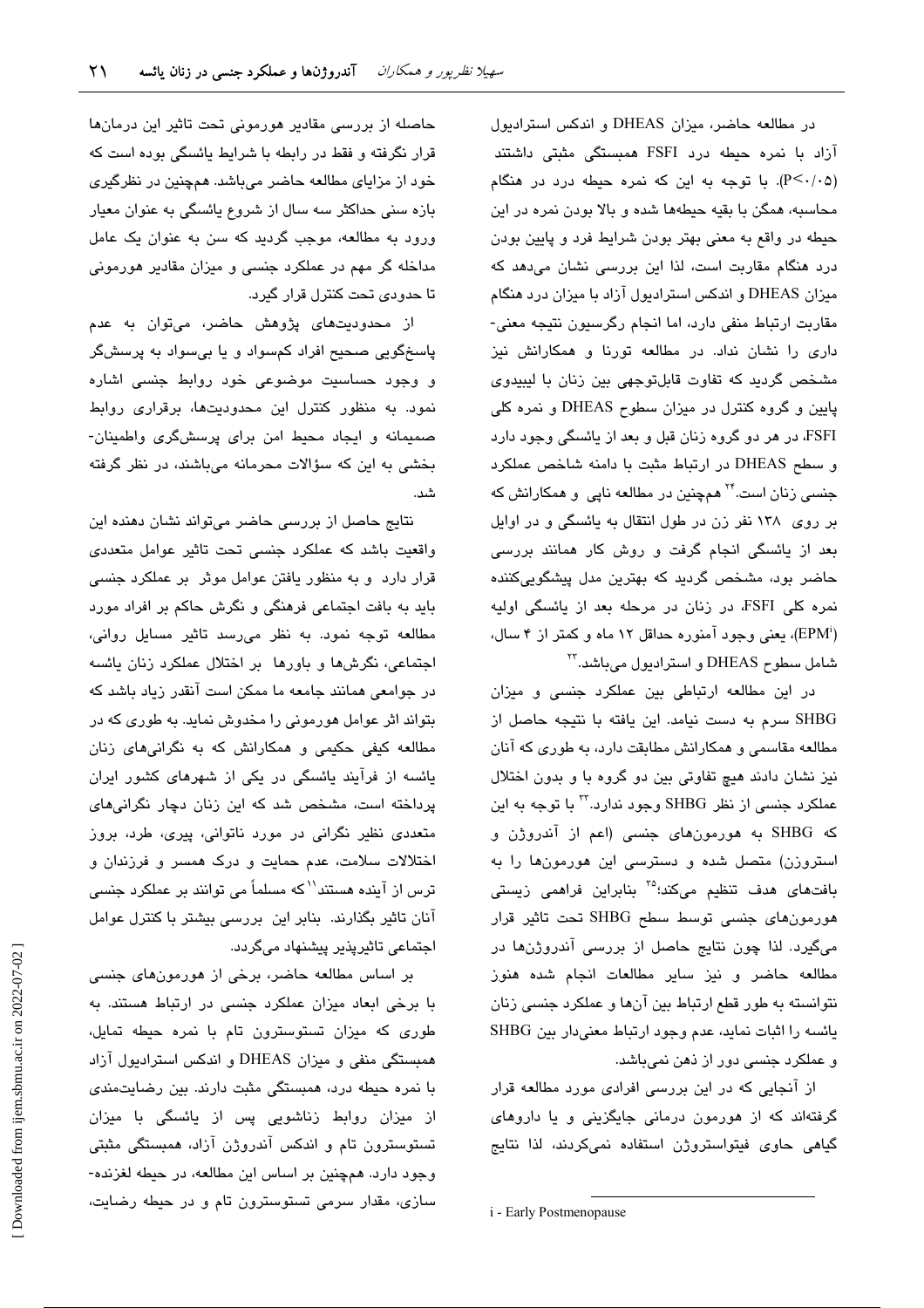در مطالعه حاضر، میزان DHEAS و اندکس استرادیول آزاد با نمره حیطه درد FSFI همبستگی مثبتی داشتند ($P<0.05$). با توجه به این که نمره حیطه درد در هنگام محاسبه، همگن با بقیه حیطه‌ها شده و بالا بودن نمره در این حیطه در واقع به معنی بهتر بودن شرایط فرد و پایین بودن درد هنگام مقاربت است، لذا این بررسی نشان می‌دهد که میزان DHEAS و اندکس استرادیول آزاد با میزان درد هنگام مقاربت ارتباط منفی دارد، اما انجام رگرسیون نتیجه معنی‌داری را نشان نداد. در مطالعه تورنا و همکارانش نیز مشخص گردید که تفاوت قابل‌توجهی بین زنان با لیبیدوی پایین و گروه کنترل در میزان سطوح DHEAS و نمره کلی FSFI، در هر دو گروه زنان قبل و بعد از یائسگی وجود دارد و سطح DHEAS در ارتباط مثبت با دامنه شاخص عملکرد جنسی زنان است.[24] همچنین در مطالعه ناپی و همکارانش که بر روی ۱۳۸ نفر زن در طول انتقال به یائسگی و در اوایل بعد از یائسگی انجام گرفت و روش کار همانند بررسی حاضر بود، مشخص گردید که بهترین مدل پیشگویی‌کننده نمره کلی FSFI، در زنان در مرحله بعد از یائسگی اولیه (EPM[i])، یعنی وجود آمنوره حداقل ۱۲ ماه و کمتر از ۴ سال، شامل سطوح DHEAS و استرادیول می‌باشد.[22]

در این مطالعه ارتباطی بین عملکرد جنسی و میزان SHBG سرم به دست نیامد. این یافته با نتیجه حاصل از مطالعه مقاسمی و همکارانش مطابقت دارد، به طوری که آنان نیز نشان دادند هیچ تفاوتی بین دو گروه با و بدون اختلال عملکرد جنسی از نظر SHBG وجود ندارد.[23] با توجه به این که SHBG به هورمون‌های جنسی (اعم از آندروژن و استروژن) متصل شده و دسترسی این هورمون‌ها را به بافت‌های هدف تنظیم می‌کند؛[25] بنابراین فراهمی زیستی هورمون‌های جنسی توسط سطح SHBG تحت تاثیر قرار می‌گیرد. لذا چون نتایج حاصل از بررسی آندروژن‌ها در مطالعه حاضر و نیز سایر مطالعات انجام شده هنوز نتوانسته به طور قطع ارتباط بین آن‌ها و عملکرد جنسی زنان یائسه را اثبات نماید، عدم وجود ارتباط معنی‌دار بین SHBG و عملکرد جنسی دور از ذهن نمی‌باشد.

از آنجایی که در این بررسی افرادی مورد مطالعه قرار گرفته‌اند که از هورمون درمانی جایگزینی و یا داروهای گیاهی حاوی فیتواستروژن استفاده نمی‌کردند، لذا نتایج حاصله از بررسی مقادیر هورمونی تحت تاثیر این درمان‌ها قرار نگرفته و فقط در رابطه با شرایط یائسگی بوده است که خود از مزایای مطالعه حاضر می‌باشد. همچنین در نظرگیری بازه سنی حداکثر سه سال از شروع یائسگی به عنوان معیار ورود به مطالعه، موجب گردید که سن به عنوان یک عامل مداخله گر مهم در عملکرد جنسی و میزان مقادیر هورمونی تا حدودی تحت کنترل قرار گیرد.

از محدودیت‌های پژوهش حاضر، می‌توان به عدم پاسخگویی صحیح افراد کم‌سواد و یا بی‌سواد به پرسشگر و وجود حساسیت موضوعی خود روابط جنسی اشاره نمود. به منظور کنترل این محدودیت‌ها، برقراری روابط صمیمانه و ایجاد محیط امن برای پرسشگری واطمینان‌بخشی به این که سؤالات محرمانه می‌باشند، در نظر گرفته شد.

نتایج حاصل از بررسی حاضر می‌تواند نشان دهنده این واقعیت باشد که عملکرد جنسی تحت تاثیر عوامل متعددی قرار دارد و به منظور یافتن عوامل موثر بر عملکرد جنسی باید به بافت اجتماعی فرهنگی و نگرش حاکم بر افراد مورد مطالعه توجه نمود. به نظر می‌رسد تاثیر مسایل روانی، اجتماعی، نگرش‌ها و باورها بر اختلال عملکرد زنان یائسه در جوامعی همانند جامعه ما ممکن است آنقدر زیاد باشد که بتواند اثر عوامل هورمونی را مخدوش نماید. به طوری که در مطالعه کیفی حکیمی و همکارانش که به نگرانی‌های زنان یائسه از فرآیند یائسگی در یکی از شهرهای کشور ایران پرداخته است، مشخص شد که این زنان دچار نگرانی‌های متعددی نظیر نگرانی در مورد ناتوانی، پیری، طرد، بروز اختلالات سلامت، عدم حمایت و درک همسر و فرزندان و ترس از آینده هستند[11] که مسلماً می توانند بر عملکرد جنسی آنان تاثیر بگذارند. بنابر این بررسی بیشتر با کنترل عوامل اجتماعی تاثیرپذیر پیشنهاد می‌گردد.

بر اساس مطالعه حاضر، برخی از هورمون‌های جنسی با برخی ابعاد میزان عملکرد جنسی در ارتباط هستند. به طوری که میزان تستوسترون تام با نمره حیطه تمایل، همبستگی منفی و میزان DHEAS و اندکس استرادیول آزاد با نمره حیطه درد، همبستگی مثبت دارند. بین رضایت‌مندی از میزان روابط زناشویی پس از یائسگی با میزان تستوسترون تام و اندکس آندروژن آزاد، همبستگی مثبتی وجود دارد. همچنین بر اساس این مطالعه، در حیطه لغزنده‌سازی، مقدار سرمی تستوسترون تام و در حیطه رضایت،

i - Early Postmenopause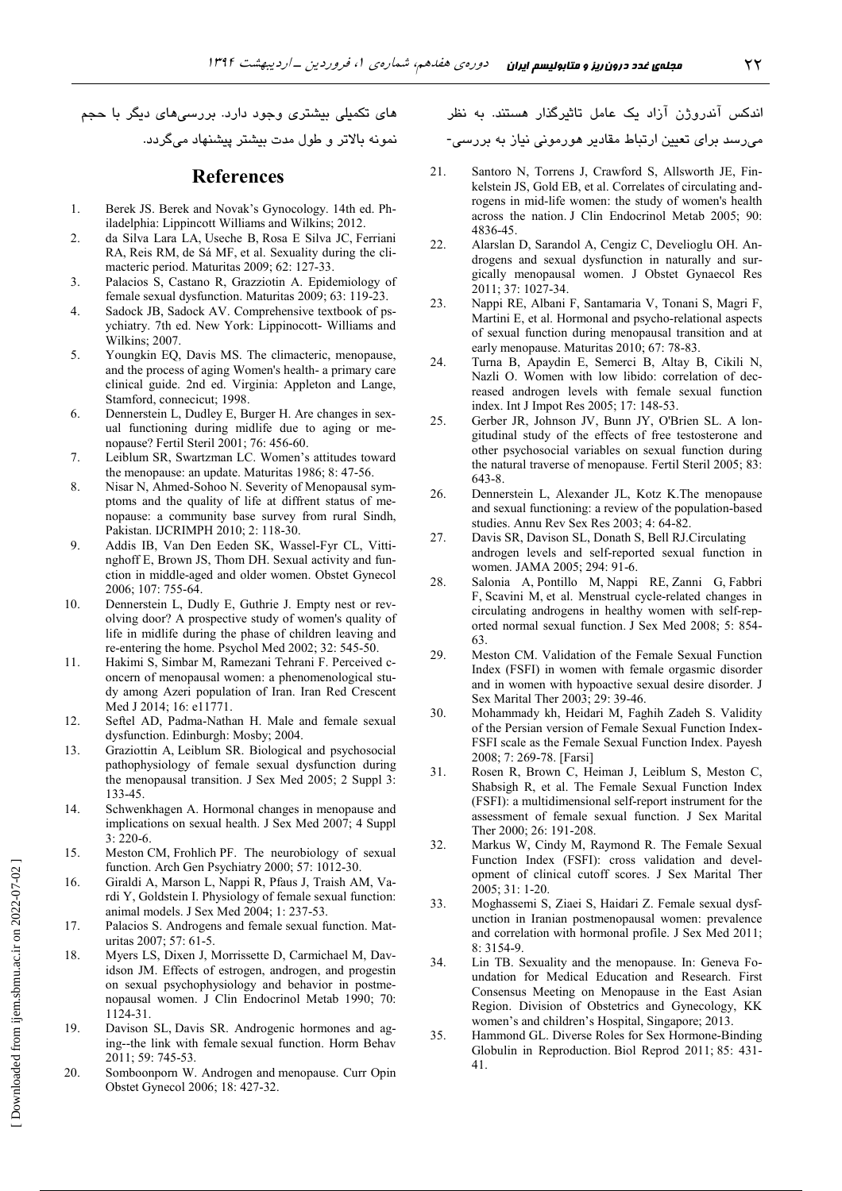اندکس آندروژن آزاد یک عامل تاثیرگذار هستند. به نظر می‌رسد برای تعیین ارتباط مقادیر هورمونی نیاز به بررسی‌های تکمیلی بیشتری وجود دارد. بررسی‌های دیگر با حجم نمونه بالاتر و طول مدت بیشتر پیشنهاد می‌گردد.

## References

1. Berek JS. Berek and Novak's Gynocology. 14th ed. Philadelphia: Lippincott Williams and Wilkins; 2012.
2. da Silva Lara LA, Useche B, Rosa E Silva JC, Ferriani RA, Reis RM, de Sá MF, et al. Sexuality during the climacteric period. Maturitas 2009; 62: 127-33.
3. Palacios S, Castano R, Grazziotin A. Epidemiology of female sexual dysfunction. Maturitas 2009; 63: 119-23.
4. Sadock JB, Sadock AV. Comprehensive textbook of psychiatry. 7th ed. New York: Lippinocott- Williams and Wilkins; 2007.
5. Youngkin EQ, Davis MS. The climacteric, menopause, and the process of aging Women's health- a primary care clinical guide. 2nd ed. Virginia: Appleton and Lange, Stamford, connecicut; 1998.
6. Dennerstein L, Dudley E, Burger H. Are changes in sexual functioning during midlife due to aging or menopause? Fertil Steril 2001; 76: 456-60.
7. Leiblum SR, Swartzman LC. Women's attitudes toward the menopause: an update. Maturitas 1986; 8: 47-56.
8. Nisar N, Ahmed-Sohoo N. Severity of Menopausal symptoms and the quality of life at diffrent status of menopause: a community base survey from rural Sindh, Pakistan. IJCRIMPH 2010; 2: 118-30.
9. Addis IB, Van Den Eeden SK, Wassel-Fyr CL, Vittinghoff E, Brown JS, Thom DH. Sexual activity and function in middle-aged and older women. Obstet Gynecol 2006; 107: 755-64.
10. Dennerstein L, Dudly E, Guthrie J. Empty nest or revolving door? A prospective study of women's quality of life in midlife during the phase of children leaving and re-entering the home. Psychol Med 2002; 32: 545-50.
11. Hakimi S, Simbar M, Ramezani Tehrani F. Perceived concern of menopausal women: a phenomenological study among Azeri population of Iran. Iran Red Crescent Med J 2014; 16: e11771.
12. Seftel AD, Padma-Nathan H. Male and female sexual dysfunction. Edinburgh: Mosby; 2004.
13. Graziottin A, Leiblum SR. Biological and psychosocial pathophysiology of female sexual dysfunction during the menopausal transition. J Sex Med 2005; 2 Suppl 3: 133-45.
14. Schwenkhagen A. Hormonal changes in menopause and implications on sexual health. J Sex Med 2007; 4 Suppl 3: 220-6.
15. Meston CM, Frohlich PF. The neurobiology of sexual function. Arch Gen Psychiatry 2000; 57: 1012-30.
16. Giraldi A, Marson L, Nappi R, Pfaus J, Traish AM, Vardi Y, Goldstein I. Physiology of female sexual function: animal models. J Sex Med 2004; 1: 237-53.
17. Palacios S. Androgens and female sexual function. Maturitas 2007; 57: 61-5.
18. Myers LS, Dixen J, Morrissette D, Carmichael M, Davidson JM. Effects of estrogen, androgen, and progestin on sexual psychophysiology and behavior in postmenopausal women. J Clin Endocrinol Metab 1990; 70: 1124-31.
19. Davison SL, Davis SR. Androgenic hormones and aging--the link with female sexual function. Horm Behav 2011; 59: 745-53.
20. Somboonporn W. Androgen and menopause. Curr Opin Obstet Gynecol 2006; 18: 427-32.
21. Santoro N, Torrens J, Crawford S, Allsworth JE, Finkelstein JS, Gold EB, et al. Correlates of circulating androgens in mid-life women: the study of women's health across the nation. J Clin Endocrinol Metab 2005; 90: 4836-45.
22. Alarslan D, Sarandol A, Cengiz C, Develioglu OH. Androgens and sexual dysfunction in naturally and surgically menopausal women. J Obstet Gynaecol Res 2011; 37: 1027-34.
23. Nappi RE, Albani F, Santamaria V, Tonani S, Magri F, Martini E, et al. Hormonal and psycho-relational aspects of sexual function during menopausal transition and at early menopause. Maturitas 2010; 67: 78-83.
24. Turna B, Apaydin E, Semerci B, Altay B, Cikili N, Nazli O. Women with low libido: correlation of decreased androgen levels with female sexual function index. Int J Impot Res 2005; 17: 148-53.
25. Gerber JR, Johnson JV, Bunn JY, O'Brien SL. A longitudinal study of the effects of free testosterone and other psychosocial variables on sexual function during the natural traverse of menopause. Fertil Steril 2005; 83: 643-8.
26. Dennerstein L, Alexander JL, Kotz K.The menopause and sexual functioning: a review of the population-based studies. Annu Rev Sex Res 2003; 4: 64-82.
27. Davis SR, Davison SL, Donath S, Bell RJ.Circulating androgen levels and self-reported sexual function in women. JAMA 2005; 294: 91-6.
28. Salonia A, Pontillo M, Nappi RE, Zanni G, Fabbri F, Scavini M, et al. Menstrual cycle-related changes in circulating androgens in healthy women with self-reported normal sexual function. J Sex Med 2008; 5: 854-63.
29. Meston CM. Validation of the Female Sexual Function Index (FSFI) in women with female orgasmic disorder and in women with hypoactive sexual desire disorder. J Sex Marital Ther 2003; 29: 39-46.
30. Mohammady kh, Heidari M, Faghih Zadeh S. Validity of the Persian version of Female Sexual Function Index-FSFI scale as the Female Sexual Function Index. Payesh 2008; 7: 269-78. [Farsi]
31. Rosen R, Brown C, Heiman J, Leiblum S, Meston C, Shabsigh R, et al. The Female Sexual Function Index (FSFI): a multidimensional self-report instrument for the assessment of female sexual function. J Sex Marital Ther 2000; 26: 191-208.
32. Markus W, Cindy M, Raymond R. The Female Sexual Function Index (FSFI): cross validation and development of clinical cutoff scores. J Sex Marital Ther 2005; 31: 1-20.
33. Moghassemi S, Ziaei S, Haidari Z. Female sexual dysfunction in Iranian postmenopausal women: prevalence and correlation with hormonal profile. J Sex Med 2011; 8: 3154-9.
34. Lin TB. Sexuality and the menopause. In: Geneva Foundation for Medical Education and Research. First Consensus Meeting on Menopause in the East Asian Region. Division of Obstetrics and Gynecology, KK women's and children's Hospital, Singapore; 2013.
35. Hammond GL. Diverse Roles for Sex Hormone-Binding Globulin in Reproduction. Biol Reprod 2011; 85: 431-41.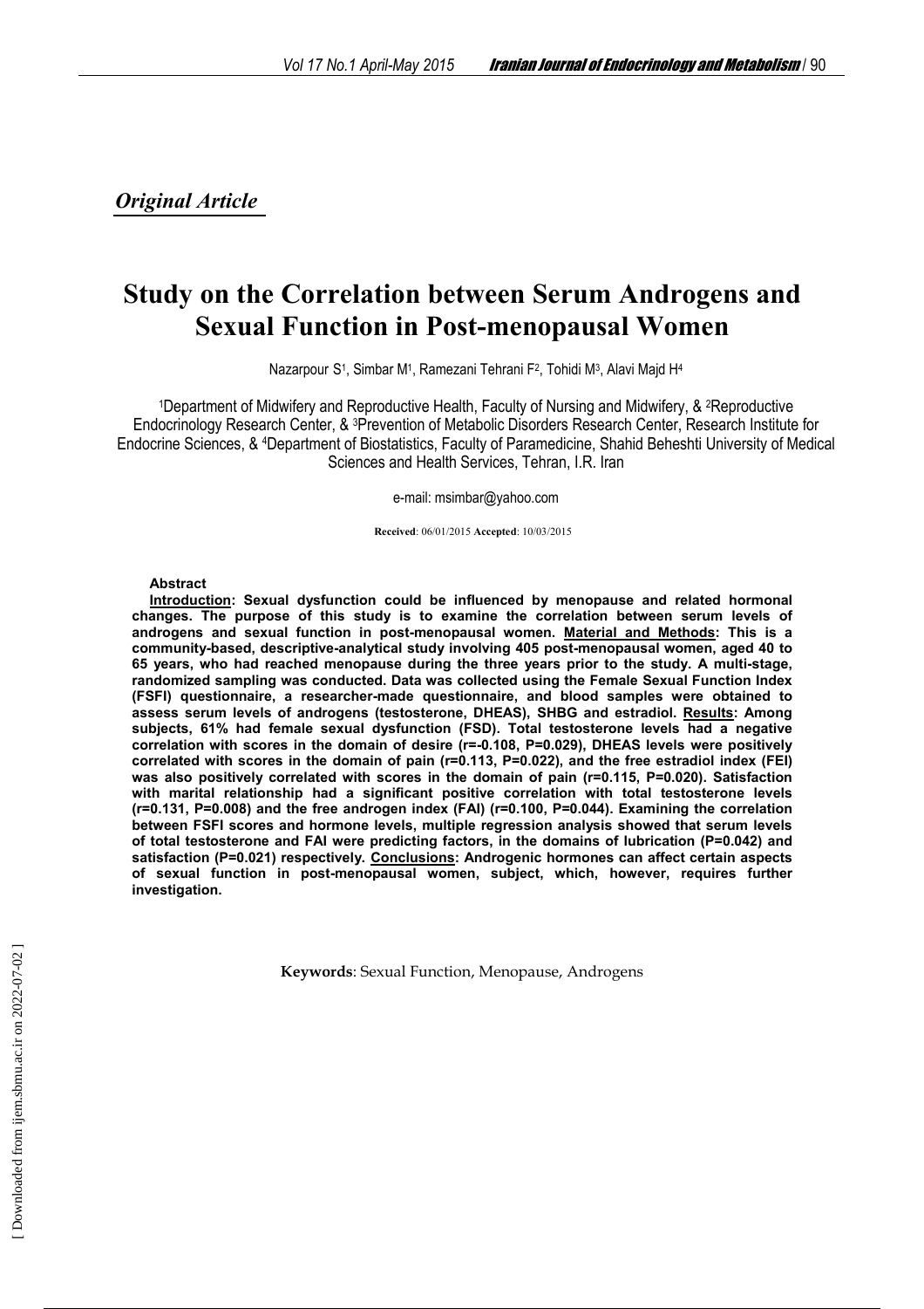*Original Article*

# Study on the Correlation between Serum Androgens and Sexual Function in Post-menopausal Women

Nazarpour S[1], Simbar M[1], Ramezani Tehrani F[2], Tohidi M[3], Alavi Majd H[4]

[1]Department of Midwifery and Reproductive Health, Faculty of Nursing and Midwifery, & [2]Reproductive Endocrinology Research Center, & [3]Prevention of Metabolic Disorders Research Center, Research Institute for Endocrine Sciences, & [4]Department of Biostatistics, Faculty of Paramedicine, Shahid Beheshti University of Medical Sciences and Health Services, Tehran, I.R. Iran

e-mail: msimbar@yahoo.com

**Received**: 06/01/2015 **Accepted**: 10/03/2015

**Abstract**

**Introduction: Sexual dysfunction could be influenced by menopause and related hormonal changes. The purpose of this study is to examine the correlation between serum levels of androgens and sexual function in post-menopausal women. Material and Methods: This is a community-based, descriptive-analytical study involving 405 post-menopausal women, aged 40 to 65 years, who had reached menopause during the three years prior to the study. A multi-stage, randomized sampling was conducted. Data was collected using the Female Sexual Function Index (FSFI) questionnaire, a researcher-made questionnaire, and blood samples were obtained to assess serum levels of androgens (testosterone, DHEAS), SHBG and estradiol. Results: Among subjects, 61% had female sexual dysfunction (FSD). Total testosterone levels had a negative correlation with scores in the domain of desire (r=-0.108, P=0.029), DHEAS levels were positively correlated with scores in the domain of pain (r=0.113, P=0.022), and the free estradiol index (FEI) was also positively correlated with scores in the domain of pain (r=0.115, P=0.020). Satisfaction with marital relationship had a significant positive correlation with total testosterone levels (r=0.131, P=0.008) and the free androgen index (FAI) (r=0.100, P=0.044). Examining the correlation between FSFI scores and hormone levels, multiple regression analysis showed that serum levels of total testosterone and FAI were predicting factors, in the domains of lubrication (P=0.042) and satisfaction (P=0.021) respectively. Conclusions: Androgenic hormones can affect certain aspects of sexual function in post-menopausal women, subject, which, however, requires further investigation.**

**Keywords**: Sexual Function, Menopause, Androgens